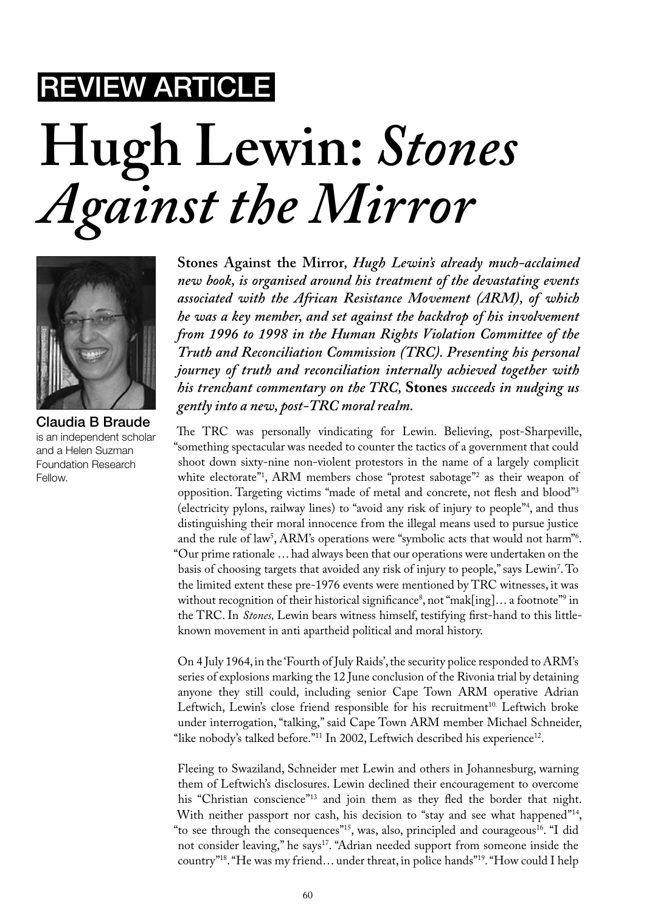REVIEW ARTICLE

# Hugh Lewin: *Stones Against the Mirror*

**Claudia B Braude** is an independent scholar and a Helen Suzman Foundation Research Fellow.

**Stones Against the Mirror**, ***Hugh Lewin's already much-acclaimed new book, is organised around his treatment of the devastating events associated with the African Resistance Movement (ARM), of which he was a key member, and set against the backdrop of his involvement from 1996 to 1998 in the Human Rights Violation Committee of the Truth and Reconciliation Commission (TRC). Presenting his personal journey of truth and reconciliation internally achieved together with his trenchant commentary on the TRC,*** **Stones** ***succeeds in nudging us gently into a new, post-TRC moral realm.***

The TRC was personally vindicating for Lewin. Believing, post-Sharpeville, "something spectacular was needed to counter the tactics of a government that could shoot down sixty-nine non-violent protestors in the name of a largely complicit white electorate"[1], ARM members chose "protest sabotage"[2] as their weapon of opposition. Targeting victims "made of metal and concrete, not flesh and blood"[3] (electricity pylons, railway lines) to "avoid any risk of injury to people"[4], and thus distinguishing their moral innocence from the illegal means used to pursue justice and the rule of law[5], ARM's operations were "symbolic acts that would not harm"[6]. "Our prime rationale … had always been that our operations were undertaken on the basis of choosing targets that avoided any risk of injury to people," says Lewin[7]. To the limited extent these pre-1976 events were mentioned by TRC witnesses, it was without recognition of their historical significance[8], not "mak[ing]… a footnote"[9] in the TRC. In *Stones,* Lewin bears witness himself, testifying first-hand to this little-known movement in anti apartheid political and moral history.

On 4 July 1964, in the 'Fourth of July Raids', the security police responded to ARM's series of explosions marking the 12 June conclusion of the Rivonia trial by detaining anyone they still could, including senior Cape Town ARM operative Adrian Leftwich, Lewin's close friend responsible for his recruitment[10]. Leftwich broke under interrogation, "talking," said Cape Town ARM member Michael Schneider, "like nobody's talked before."[11] In 2002, Leftwich described his experience[12].

Fleeing to Swaziland, Schneider met Lewin and others in Johannesburg, warning them of Leftwich's disclosures. Lewin declined their encouragement to overcome his "Christian conscience"[13] and join them as they fled the border that night. With neither passport nor cash, his decision to "stay and see what happened"[14], "to see through the consequences"[15], was, also, principled and courageous[16]. "I did not consider leaving," he says[17]. "Adrian needed support from someone inside the country"[18]. "He was my friend… under threat, in police hands"[19]. "How could I help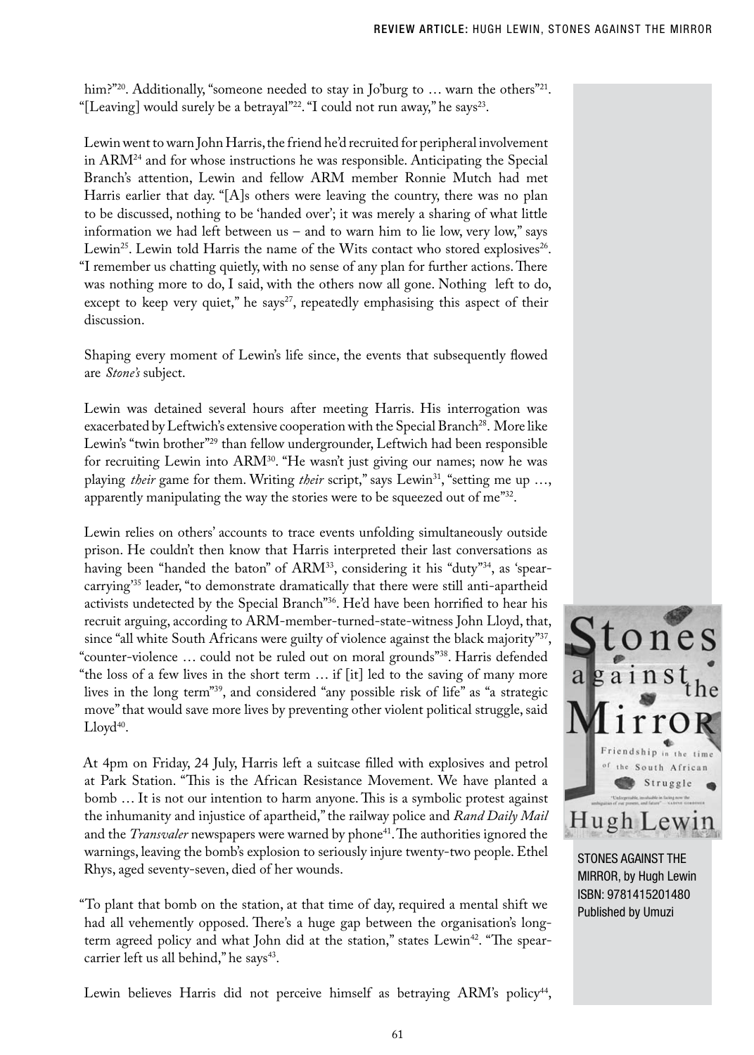him?"[20]. Additionally, "someone needed to stay in Jo'burg to … warn the others"[21]. "[Leaving] would surely be a betrayal"[22]. "I could not run away," he says[23].

Lewin went to warn John Harris, the friend he'd recruited for peripheral involvement in ARM[24] and for whose instructions he was responsible. Anticipating the Special Branch's attention, Lewin and fellow ARM member Ronnie Mutch had met Harris earlier that day. "[A]s others were leaving the country, there was no plan to be discussed, nothing to be 'handed over'; it was merely a sharing of what little information we had left between us – and to warn him to lie low, very low," says Lewin[25]. Lewin told Harris the name of the Wits contact who stored explosives[26]. "I remember us chatting quietly, with no sense of any plan for further actions. There was nothing more to do, I said, with the others now all gone. Nothing left to do, except to keep very quiet," he says[27], repeatedly emphasising this aspect of their discussion.

Shaping every moment of Lewin's life since, the events that subsequently flowed are *Stone's* subject.

Lewin was detained several hours after meeting Harris. His interrogation was exacerbated by Leftwich's extensive cooperation with the Special Branch[28]. More like Lewin's "twin brother"[29] than fellow undergrounder, Leftwich had been responsible for recruiting Lewin into ARM[30]. "He wasn't just giving our names; now he was playing *their* game for them. Writing *their* script," says Lewin[31], "setting me up …, apparently manipulating the way the stories were to be squeezed out of me"[32].

Lewin relies on others' accounts to trace events unfolding simultaneously outside prison. He couldn't then know that Harris interpreted their last conversations as having been "handed the baton" of ARM[33], considering it his "duty"[34], as 'spear-carrying'[35] leader, "to demonstrate dramatically that there were still anti-apartheid activists undetected by the Special Branch"[36]. He'd have been horrified to hear his recruit arguing, according to ARM-member-turned-state-witness John Lloyd, that, since "all white South Africans were guilty of violence against the black majority"[37], "counter-violence … could not be ruled out on moral grounds"[38]. Harris defended "the loss of a few lives in the short term … if [it] led to the saving of many more lives in the long term"[39], and considered "any possible risk of life" as "a strategic move" that would save more lives by preventing other violent political struggle, said Lloyd[40].

At 4pm on Friday, 24 July, Harris left a suitcase filled with explosives and petrol at Park Station. "This is the African Resistance Movement. We have planted a bomb … It is not our intention to harm anyone. This is a symbolic protest against the inhumanity and injustice of apartheid," the railway police and *Rand Daily Mail* and the *Transvaler* newspapers were warned by phone[41]. The authorities ignored the warnings, leaving the bomb's explosion to seriously injure twenty-two people. Ethel Rhys, aged seventy-seven, died of her wounds.

"To plant that bomb on the station, at that time of day, required a mental shift we had all vehemently opposed. There's a huge gap between the organisation's long-term agreed policy and what John did at the station," states Lewin[42]. "The spear-carrier left us all behind," he says[43].

Lewin believes Harris did not perceive himself as betraying ARM's policy[44],

STONES AGAINST THE MIRROR, by Hugh Lewin
ISBN: 9781415201480
Published by Umuzi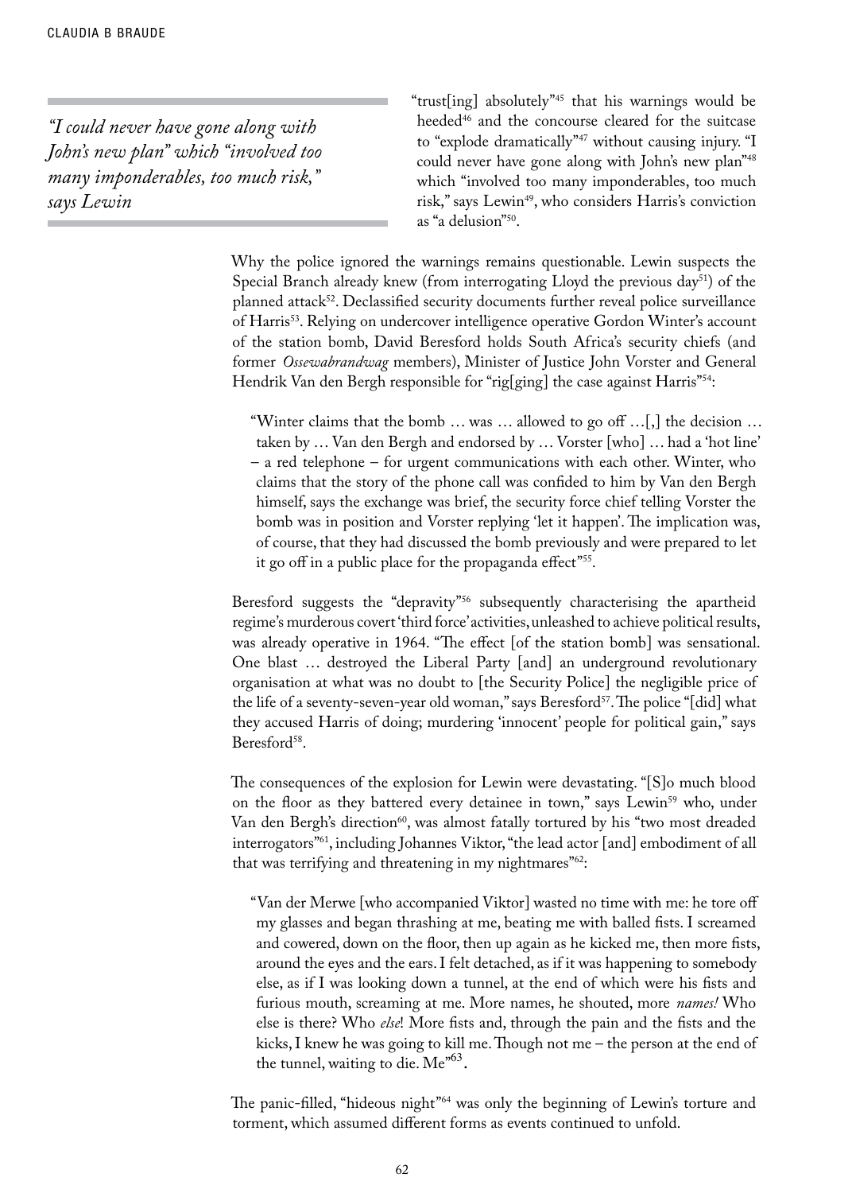> *"I could never have gone along with John's new plan" which "involved too many imponderables, too much risk," says Lewin*

"trust[ing] absolutely"[45] that his warnings would be heeded[46] and the concourse cleared for the suitcase to "explode dramatically"[47] without causing injury. "I could never have gone along with John's new plan"[48] which "involved too many imponderables, too much risk," says Lewin[49], who considers Harris's conviction as "a delusion"[50].

Why the police ignored the warnings remains questionable. Lewin suspects the Special Branch already knew (from interrogating Lloyd the previous day[51]) of the planned attack[52]. Declassified security documents further reveal police surveillance of Harris[53]. Relying on undercover intelligence operative Gordon Winter's account of the station bomb, David Beresford holds South Africa's security chiefs (and former *Ossewabrandwag* members), Minister of Justice John Vorster and General Hendrik Van den Bergh responsible for "rig[ging] the case against Harris"[54]:

> "Winter claims that the bomb … was … allowed to go off …[,] the decision … taken by … Van den Bergh and endorsed by … Vorster [who] … had a 'hot line' – a red telephone – for urgent communications with each other. Winter, who claims that the story of the phone call was confided to him by Van den Bergh himself, says the exchange was brief, the security force chief telling Vorster the bomb was in position and Vorster replying 'let it happen'. The implication was, of course, that they had discussed the bomb previously and were prepared to let it go off in a public place for the propaganda effect"[55].

Beresford suggests the "depravity"[56] subsequently characterising the apartheid regime's murderous covert 'third force' activities, unleashed to achieve political results, was already operative in 1964. "The effect [of the station bomb] was sensational. One blast … destroyed the Liberal Party [and] an underground revolutionary organisation at what was no doubt to [the Security Police] the negligible price of the life of a seventy-seven-year old woman," says Beresford[57]. The police "[did] what they accused Harris of doing; murdering 'innocent' people for political gain," says Beresford[58].

The consequences of the explosion for Lewin were devastating. "[S]o much blood on the floor as they battered every detainee in town," says Lewin[59] who, under Van den Bergh's direction[60], was almost fatally tortured by his "two most dreaded interrogators"[61], including Johannes Viktor, "the lead actor [and] embodiment of all that was terrifying and threatening in my nightmares"[62]:

> "Van der Merwe [who accompanied Viktor] wasted no time with me: he tore off my glasses and began thrashing at me, beating me with balled fists. I screamed and cowered, down on the floor, then up again as he kicked me, then more fists, around the eyes and the ears. I felt detached, as if it was happening to somebody else, as if I was looking down a tunnel, at the end of which were his fists and furious mouth, screaming at me. More names, he shouted, more *names!* Who else is there? Who *else*! More fists and, through the pain and the fists and the kicks, I knew he was going to kill me. Though not me – the person at the end of the tunnel, waiting to die. Me"[63].

The panic-filled, "hideous night"[64] was only the beginning of Lewin's torture and torment, which assumed different forms as events continued to unfold.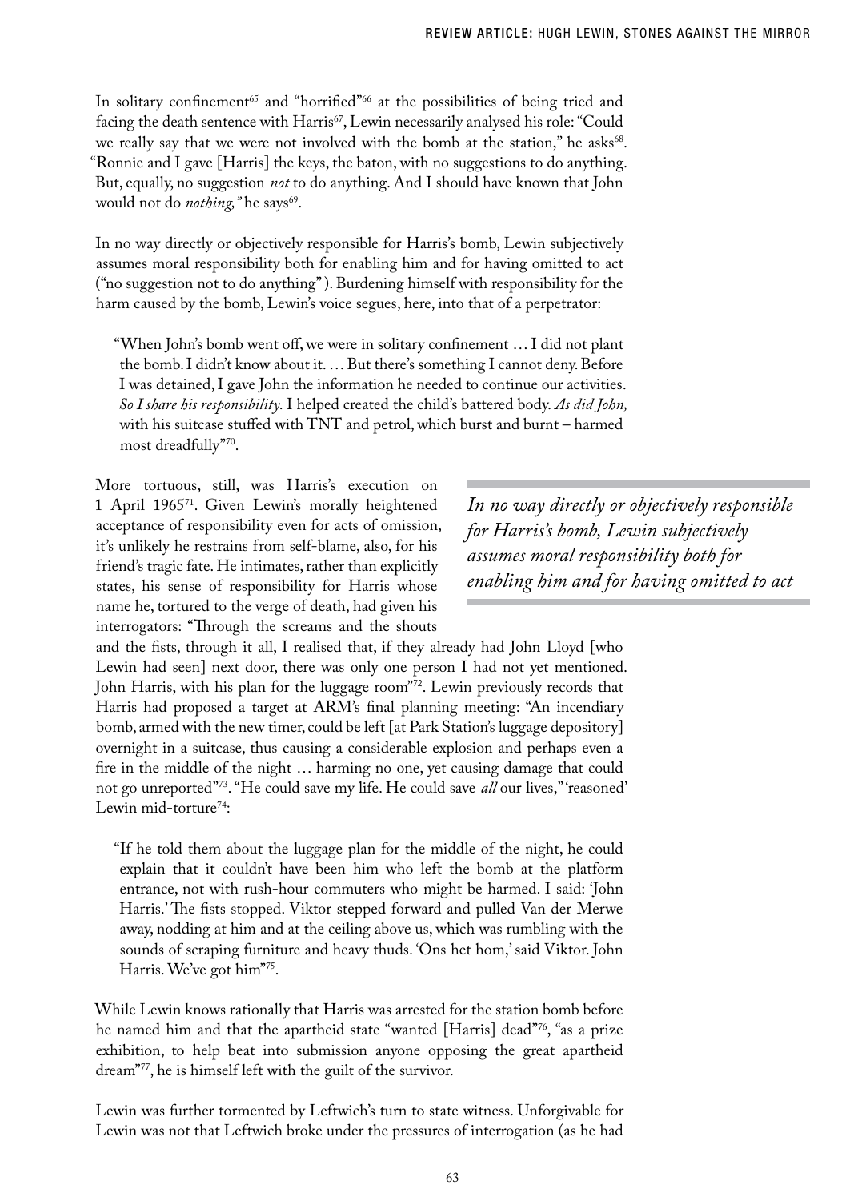In solitary confinement[65] and "horrified"[66] at the possibilities of being tried and facing the death sentence with Harris[67], Lewin necessarily analysed his role: "Could we really say that we were not involved with the bomb at the station," he asks[68]. "Ronnie and I gave [Harris] the keys, the baton, with no suggestions to do anything. But, equally, no suggestion *not* to do anything. And I should have known that John would not do *nothing,"* he says[69].

In no way directly or objectively responsible for Harris's bomb, Lewin subjectively assumes moral responsibility both for enabling him and for having omitted to act ("no suggestion not to do anything"). Burdening himself with responsibility for the harm caused by the bomb, Lewin's voice segues, here, into that of a perpetrator:

> "When John's bomb went off, we were in solitary confinement … I did not plant the bomb. I didn't know about it. … But there's something I cannot deny. Before I was detained, I gave John the information he needed to continue our activities. *So I share his responsibility.* I helped created the child's battered body. *As did John,* with his suitcase stuffed with TNT and petrol, which burst and burnt – harmed most dreadfully"[70].

More tortuous, still, was Harris's execution on 1 April 1965[71]. Given Lewin's morally heightened acceptance of responsibility even for acts of omission, it's unlikely he restrains from self-blame, also, for his friend's tragic fate. He intimates, rather than explicitly states, his sense of responsibility for Harris whose name he, tortured to the verge of death, had given his interrogators: "Through the screams and the shouts and the fists, through it all, I realised that, if they already had John Lloyd [who Lewin had seen] next door, there was only one person I had not yet mentioned. John Harris, with his plan for the luggage room"[72]. Lewin previously records that Harris had proposed a target at ARM's final planning meeting: "An incendiary bomb, armed with the new timer, could be left [at Park Station's luggage depository] overnight in a suitcase, thus causing a considerable explosion and perhaps even a fire in the middle of the night … harming no one, yet causing damage that could not go unreported"[73]. "He could save my life. He could save *all* our lives," 'reasoned' Lewin mid-torture[74]:

> "If he told them about the luggage plan for the middle of the night, he could explain that it couldn't have been him who left the bomb at the platform entrance, not with rush-hour commuters who might be harmed. I said: 'John Harris.' The fists stopped. Viktor stepped forward and pulled Van der Merwe away, nodding at him and at the ceiling above us, which was rumbling with the sounds of scraping furniture and heavy thuds. 'Ons het hom,' said Viktor. John Harris. We've got him"[75].

While Lewin knows rationally that Harris was arrested for the station bomb before he named him and that the apartheid state "wanted [Harris] dead"[76], "as a prize exhibition, to help beat into submission anyone opposing the great apartheid dream"[77], he is himself left with the guilt of the survivor.

Lewin was further tormented by Leftwich's turn to state witness. Unforgivable for Lewin was not that Leftwich broke under the pressures of interrogation (as he had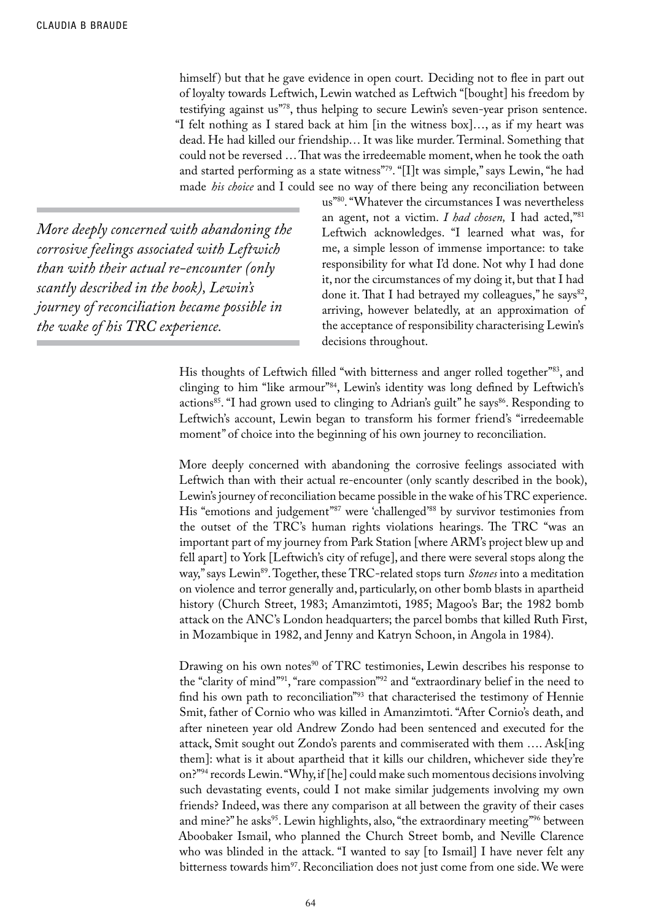himself) but that he gave evidence in open court. Deciding not to flee in part out of loyalty towards Leftwich, Lewin watched as Leftwich "[bought] his freedom by testifying against us"[78], thus helping to secure Lewin's seven-year prison sentence. "I felt nothing as I stared back at him [in the witness box]…, as if my heart was dead. He had killed our friendship… It was like murder. Terminal. Something that could not be reversed … That was the irredeemable moment, when he took the oath and started performing as a state witness"[79]. "[I]t was simple," says Lewin, "he had made *his choice* and I could see no way of there being any reconciliation between us"[80]. "Whatever the circumstances I was nevertheless an agent, not a victim. *I had chosen,* I had acted,"[81] Leftwich acknowledges. "I learned what was, for me, a simple lesson of immense importance: to take responsibility for what I'd done. Not why I had done it, nor the circumstances of my doing it, but that I had done it. That I had betrayed my colleagues," he says[82], arriving, however belatedly, at an approximation of the acceptance of responsibility characterising Lewin's decisions throughout.

> *More deeply concerned with abandoning the corrosive feelings associated with Leftwich than with their actual re-encounter (only scantly described in the book), Lewin's journey of reconciliation became possible in the wake of his TRC experience.*

His thoughts of Leftwich filled "with bitterness and anger rolled together"[83], and clinging to him "like armour"[84], Lewin's identity was long defined by Leftwich's actions[85]. "I had grown used to clinging to Adrian's guilt" he says[86]. Responding to Leftwich's account, Lewin began to transform his former friend's "irredeemable moment" of choice into the beginning of his own journey to reconciliation.

More deeply concerned with abandoning the corrosive feelings associated with Leftwich than with their actual re-encounter (only scantly described in the book), Lewin's journey of reconciliation became possible in the wake of his TRC experience. His "emotions and judgement"[87] were 'challenged'[88] by survivor testimonies from the outset of the TRC's human rights violations hearings. The TRC "was an important part of my journey from Park Station [where ARM's project blew up and fell apart] to York [Leftwich's city of refuge], and there were several stops along the way," says Lewin[89]. Together, these TRC-related stops turn *Stones* into a meditation on violence and terror generally and, particularly, on other bomb blasts in apartheid history (Church Street, 1983; Amanzimtoti, 1985; Magoo's Bar; the 1982 bomb attack on the ANC's London headquarters; the parcel bombs that killed Ruth First, in Mozambique in 1982, and Jenny and Katryn Schoon, in Angola in 1984).

Drawing on his own notes[90] of TRC testimonies, Lewin describes his response to the "clarity of mind"[91], "rare compassion"[92] and "extraordinary belief in the need to find his own path to reconciliation"[93] that characterised the testimony of Hennie Smit, father of Cornio who was killed in Amanzimtoti. "After Cornio's death, and after nineteen year old Andrew Zondo had been sentenced and executed for the attack, Smit sought out Zondo's parents and commiserated with them …. Ask[ing them]: what is it about apartheid that it kills our children, whichever side they're on?"[94] records Lewin. "Why, if [he] could make such momentous decisions involving such devastating events, could I not make similar judgements involving my own friends? Indeed, was there any comparison at all between the gravity of their cases and mine?" he asks[95]. Lewin highlights, also, "the extraordinary meeting"[96] between Aboobaker Ismail, who planned the Church Street bomb, and Neville Clarence who was blinded in the attack. "I wanted to say [to Ismail] I have never felt any bitterness towards him[97]. Reconciliation does not just come from one side. We were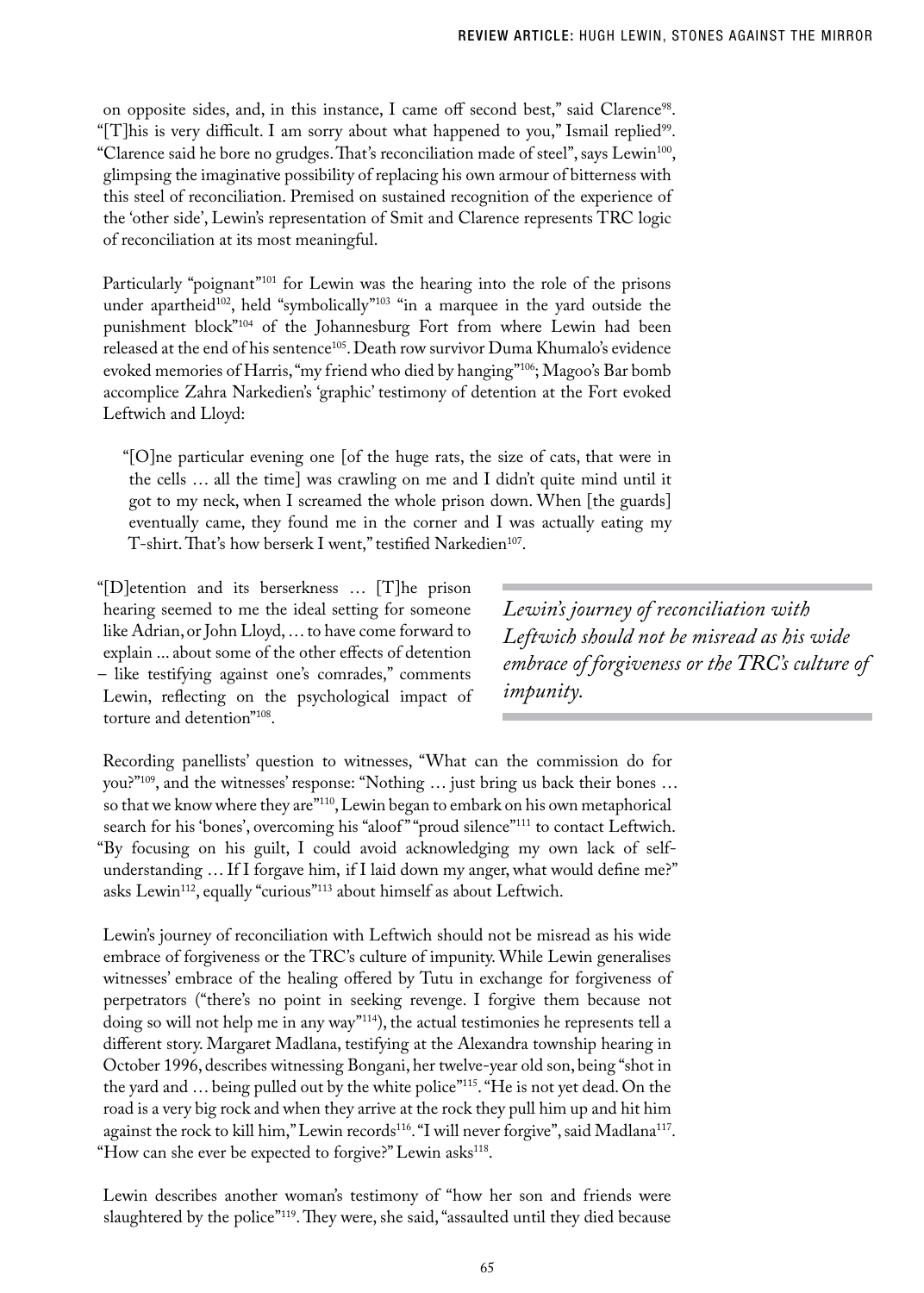on opposite sides, and, in this instance, I came off second best," said Clarence[98]. "[T]his is very difficult. I am sorry about what happened to you," Ismail replied[99]. "Clarence said he bore no grudges. That's reconciliation made of steel", says Lewin[100], glimpsing the imaginative possibility of replacing his own armour of bitterness with this steel of reconciliation. Premised on sustained recognition of the experience of the 'other side', Lewin's representation of Smit and Clarence represents TRC logic of reconciliation at its most meaningful.

Particularly "poignant"[101] for Lewin was the hearing into the role of the prisons under apartheid[102], held "symbolically"[103] "in a marquee in the yard outside the punishment block"[104] of the Johannesburg Fort from where Lewin had been released at the end of his sentence[105]. Death row survivor Duma Khumalo's evidence evoked memories of Harris, "my friend who died by hanging"[106]; Magoo's Bar bomb accomplice Zahra Narkedien's 'graphic' testimony of detention at the Fort evoked Leftwich and Lloyd:

> "[O]ne particular evening one [of the huge rats, the size of cats, that were in the cells … all the time] was crawling on me and I didn't quite mind until it got to my neck, when I screamed the whole prison down. When [the guards] eventually came, they found me in the corner and I was actually eating my T-shirt. That's how berserk I went," testified Narkedien[107].

"[D]etention and its berserkness … [T]he prison hearing seemed to me the ideal setting for someone like Adrian, or John Lloyd, … to have come forward to explain ... about some of the other effects of detention – like testifying against one's comrades," comments Lewin, reflecting on the psychological impact of torture and detention"[108].

> *Lewin's journey of reconciliation with Leftwich should not be misread as his wide embrace of forgiveness or the TRC's culture of impunity.*

Recording panellists' question to witnesses, "What can the commission do for you?"[109], and the witnesses' response: "Nothing … just bring us back their bones … so that we know where they are"[110], Lewin began to embark on his own metaphorical search for his 'bones', overcoming his "aloof" "proud silence"[111] to contact Leftwich. "By focusing on his guilt, I could avoid acknowledging my own lack of self-understanding … If I forgave him, if I laid down my anger, what would define me?" asks Lewin[112], equally "curious"[113] about himself as about Leftwich.

Lewin's journey of reconciliation with Leftwich should not be misread as his wide embrace of forgiveness or the TRC's culture of impunity. While Lewin generalises witnesses' embrace of the healing offered by Tutu in exchange for forgiveness of perpetrators ("there's no point in seeking revenge. I forgive them because not doing so will not help me in any way"[114]), the actual testimonies he represents tell a different story. Margaret Madlana, testifying at the Alexandra township hearing in October 1996, describes witnessing Bongani, her twelve-year old son, being "shot in the yard and … being pulled out by the white police"[115]. "He is not yet dead. On the road is a very big rock and when they arrive at the rock they pull him up and hit him against the rock to kill him," Lewin records[116]. "I will never forgive", said Madlana[117]. "How can she ever be expected to forgive?" Lewin asks[118].

Lewin describes another woman's testimony of "how her son and friends were slaughtered by the police"[119]. They were, she said, "assaulted until they died because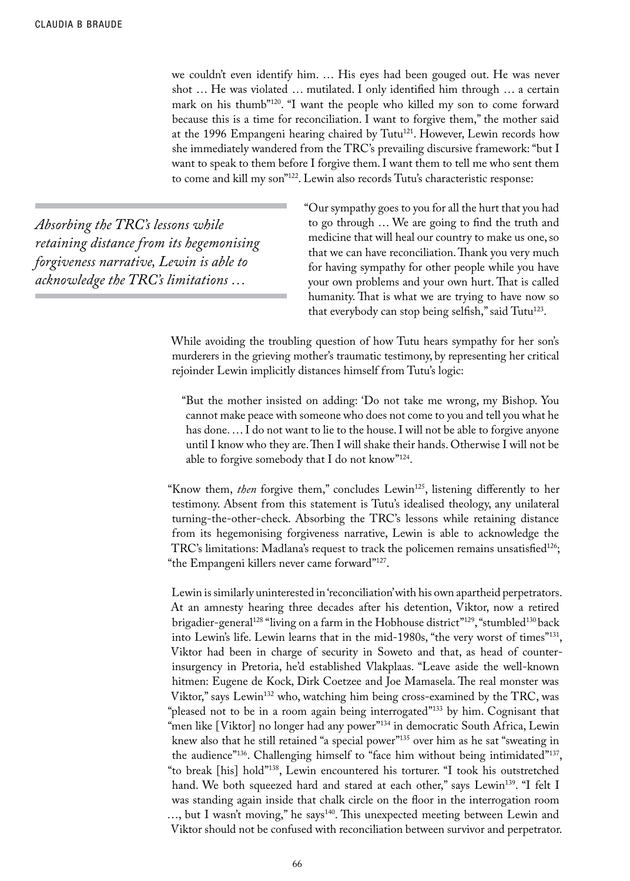we couldn't even identify him. … His eyes had been gouged out. He was never shot … He was violated … mutilated. I only identified him through … a certain mark on his thumb"[120]. "I want the people who killed my son to come forward because this is a time for reconciliation. I want to forgive them," the mother said at the 1996 Empangeni hearing chaired by Tutu[121]. However, Lewin records how she immediately wandered from the TRC's prevailing discursive framework: "but I want to speak to them before I forgive them. I want them to tell me who sent them to come and kill my son"[122]. Lewin also records Tutu's characteristic response:

> "Our sympathy goes to you for all the hurt that you had to go through … We are going to find the truth and medicine that will heal our country to make us one, so that we can have reconciliation. Thank you very much for having sympathy for other people while you have your own problems and your own hurt. That is called humanity. That is what we are trying to have now so that everybody can stop being selfish," said Tutu[123].

*Absorbing the TRC's lessons while retaining distance from its hegemonising forgiveness narrative, Lewin is able to acknowledge the TRC's limitations …*

While avoiding the troubling question of how Tutu hears sympathy for her son's murderers in the grieving mother's traumatic testimony, by representing her critical rejoinder Lewin implicitly distances himself from Tutu's logic:

> "But the mother insisted on adding: 'Do not take me wrong, my Bishop. You cannot make peace with someone who does not come to you and tell you what he has done. … I do not want to lie to the house. I will not be able to forgive anyone until I know who they are. Then I will shake their hands. Otherwise I will not be able to forgive somebody that I do not know"[124].

"Know them, *then* forgive them," concludes Lewin[125], listening differently to her testimony. Absent from this statement is Tutu's idealised theology, any unilateral turning-the-other-check. Absorbing the TRC's lessons while retaining distance from its hegemonising forgiveness narrative, Lewin is able to acknowledge the TRC's limitations: Madlana's request to track the policemen remains unsatisfied[126]; "the Empangeni killers never came forward"[127].

Lewin is similarly uninterested in 'reconciliation' with his own apartheid perpetrators. At an amnesty hearing three decades after his detention, Viktor, now a retired brigadier-general[128] "living on a farm in the Hobhouse district"[129], "stumbled[130] back into Lewin's life. Lewin learns that in the mid-1980s, "the very worst of times"[131], Viktor had been in charge of security in Soweto and that, as head of counter-insurgency in Pretoria, he'd established Vlakplaas. "Leave aside the well-known hitmen: Eugene de Kock, Dirk Coetzee and Joe Mamasela. The real monster was Viktor," says Lewin[132] who, watching him being cross-examined by the TRC, was "pleased not to be in a room again being interrogated"[133] by him. Cognisant that "men like [Viktor] no longer had any power"[134] in democratic South Africa, Lewin knew also that he still retained "a special power"[135] over him as he sat "sweating in the audience"[136]. Challenging himself to "face him without being intimidated"[137], "to break [his] hold"[138], Lewin encountered his torturer. "I took his outstretched hand. We both squeezed hard and stared at each other," says Lewin[139]. "I felt I was standing again inside that chalk circle on the floor in the interrogation room …, but I wasn't moving," he says[140]. This unexpected meeting between Lewin and Viktor should not be confused with reconciliation between survivor and perpetrator.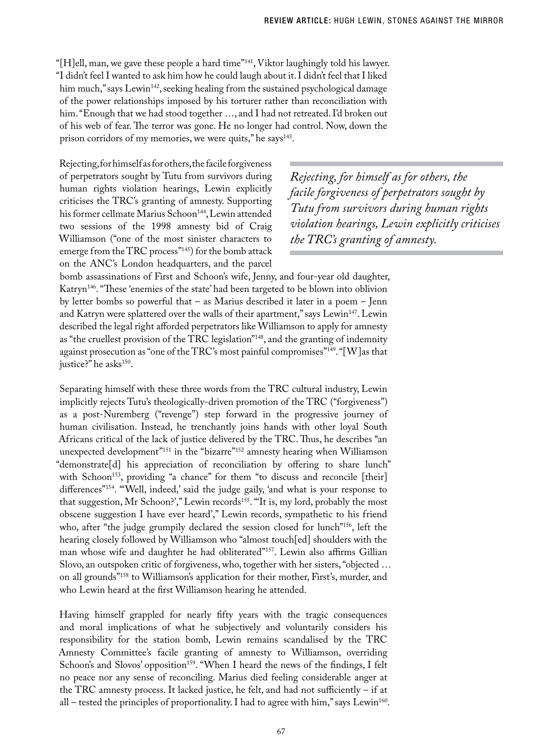"[H]ell, man, we gave these people a hard time"[141], Viktor laughingly told his lawyer. "I didn't feel I wanted to ask him how he could laugh about it. I didn't feel that I liked him much," says Lewin[142], seeking healing from the sustained psychological damage of the power relationships imposed by his torturer rather than reconciliation with him. "Enough that we had stood together …, and I had not retreated. I'd broken out of his web of fear. The terror was gone. He no longer had control. Now, down the prison corridors of my memories, we were quits," he says[143].

Rejecting, for himself as for others, the facile forgiveness of perpetrators sought by Tutu from survivors during human rights violation hearings, Lewin explicitly criticises the TRC's granting of amnesty. Supporting his former cellmate Marius Schoon[144], Lewin attended two sessions of the 1998 amnesty bid of Craig Williamson ("one of the most sinister characters to emerge from the TRC process"[145]) for the bomb attack on the ANC's London headquarters, and the parcel bomb assassinations of First and Schoon's wife, Jenny, and four-year old daughter, Katryn[146]. "These 'enemies of the state' had been targeted to be blown into oblivion by letter bombs so powerful that – as Marius described it later in a poem – Jenn and Katryn were splattered over the walls of their apartment," says Lewin[147]. Lewin described the legal right afforded perpetrators like Williamson to apply for amnesty as "the cruellest provision of the TRC legislation"[148], and the granting of indemnity against prosecution as "one of the TRC's most painful compromises"[149]. "[W]as that justice?" he asks[150].

> *Rejecting, for himself as for others, the facile forgiveness of perpetrators sought by Tutu from survivors during human rights violation hearings, Lewin explicitly criticises the TRC's granting of amnesty.*

Separating himself with these three words from the TRC cultural industry, Lewin implicitly rejects Tutu's theologically-driven promotion of the TRC ("forgiveness") as a post-Nuremberg ("revenge") step forward in the progressive journey of human civilisation. Instead, he trenchantly joins hands with other loyal South Africans critical of the lack of justice delivered by the TRC. Thus, he describes "an unexpected development"[151] in the "bizarre"[152] amnesty hearing when Williamson "demonstrate[d] his appreciation of reconciliation by offering to share lunch" with Schoon[153], providing "a chance" for them "to discuss and reconcile [their] differences"[154]. "'Well, indeed,' said the judge gaily, 'and what is your response to that suggestion, Mr Schoon?'," Lewin records[155]. "'It is, my lord, probably the most obscene suggestion I have ever heard'," Lewin records, sympathetic to his friend who, after "the judge grumpily declared the session closed for lunch"[156], left the hearing closely followed by Williamson who "almost touch[ed] shoulders with the man whose wife and daughter he had obliterated"[157]. Lewin also affirms Gillian Slovo, an outspoken critic of forgiveness, who, together with her sisters, "objected … on all grounds"[158] to Williamson's application for their mother, First's, murder, and who Lewin heard at the first Williamson hearing he attended.

Having himself grappled for nearly fifty years with the tragic consequences and moral implications of what he subjectively and voluntarily considers his responsibility for the station bomb, Lewin remains scandalised by the TRC Amnesty Committee's facile granting of amnesty to Williamson, overriding Schoon's and Slovos' opposition[159]. "When I heard the news of the findings, I felt no peace nor any sense of reconciling. Marius died feeling considerable anger at the TRC amnesty process. It lacked justice, he felt, and had not sufficiently – if at all – tested the principles of proportionality. I had to agree with him," says Lewin[160].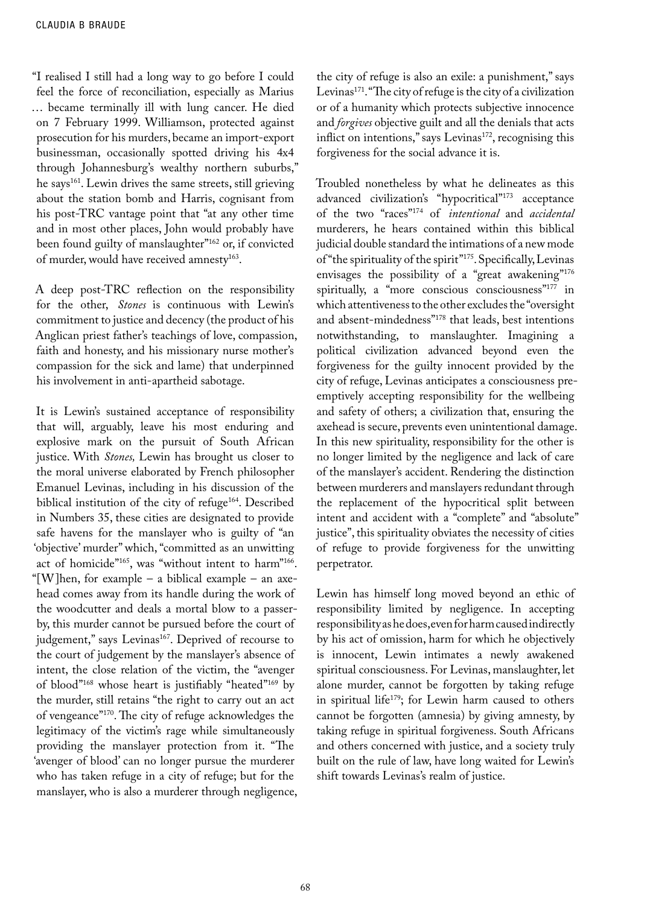"I realised I still had a long way to go before I could feel the force of reconciliation, especially as Marius … became terminally ill with lung cancer. He died on 7 February 1999. Williamson, protected against prosecution for his murders, became an import-export businessman, occasionally spotted driving his 4x4 through Johannesburg's wealthy northern suburbs," he says[161]. Lewin drives the same streets, still grieving about the station bomb and Harris, cognisant from his post-TRC vantage point that "at any other time and in most other places, John would probably have been found guilty of manslaughter"[162] or, if convicted of murder, would have received amnesty[163].

A deep post-TRC reflection on the responsibility for the other, *Stones* is continuous with Lewin's commitment to justice and decency (the product of his Anglican priest father's teachings of love, compassion, faith and honesty, and his missionary nurse mother's compassion for the sick and lame) that underpinned his involvement in anti-apartheid sabotage.

It is Lewin's sustained acceptance of responsibility that will, arguably, leave his most enduring and explosive mark on the pursuit of South African justice. With *Stones,* Lewin has brought us closer to the moral universe elaborated by French philosopher Emanuel Levinas, including in his discussion of the biblical institution of the city of refuge[164]. Described in Numbers 35, these cities are designated to provide safe havens for the manslayer who is guilty of "an 'objective' murder" which, "committed as an unwitting act of homicide"[165], was "without intent to harm"[166]. "[W]hen, for example – a biblical example – an axe-head comes away from its handle during the work of the woodcutter and deals a mortal blow to a passer-by, this murder cannot be pursued before the court of judgement," says Levinas[167]. Deprived of recourse to the court of judgement by the manslayer's absence of intent, the close relation of the victim, the "avenger of blood"[168] whose heart is justifiably "heated"[169] by the murder, still retains "the right to carry out an act of vengeance"[170]. The city of refuge acknowledges the legitimacy of the victim's rage while simultaneously providing the manslayer protection from it. "The 'avenger of blood' can no longer pursue the murderer who has taken refuge in a city of refuge; but for the manslayer, who is also a murderer through negligence, the city of refuge is also an exile: a punishment," says Levinas[171]. "The city of refuge is the city of a civilization or of a humanity which protects subjective innocence and *forgives* objective guilt and all the denials that acts inflict on intentions," says Levinas[172], recognising this forgiveness for the social advance it is.

Troubled nonetheless by what he delineates as this advanced civilization's "hypocritical"[173] acceptance of the two "races"[174] of *intentional* and *accidental* murderers, he hears contained within this biblical judicial double standard the intimations of a new mode of "the spirituality of the spirit"[175]. Specifically, Levinas envisages the possibility of a "great awakening"[176] spiritually, a "more conscious consciousness"[177] in which attentiveness to the other excludes the "oversight and absent-mindedness"[178] that leads, best intentions notwithstanding, to manslaughter. Imagining a political civilization advanced beyond even the forgiveness for the guilty innocent provided by the city of refuge, Levinas anticipates a consciousness pre-emptively accepting responsibility for the wellbeing and safety of others; a civilization that, ensuring the axehead is secure, prevents even unintentional damage. In this new spirituality, responsibility for the other is no longer limited by the negligence and lack of care of the manslayer's accident. Rendering the distinction between murderers and manslayers redundant through the replacement of the hypocritical split between intent and accident with a "complete" and "absolute" justice", this spirituality obviates the necessity of cities of refuge to provide forgiveness for the unwitting perpetrator.

Lewin has himself long moved beyond an ethic of responsibility limited by negligence. In accepting responsibility as he does, even for harm caused indirectly by his act of omission, harm for which he objectively is innocent, Lewin intimates a newly awakened spiritual consciousness. For Levinas, manslaughter, let alone murder, cannot be forgotten by taking refuge in spiritual life[179]; for Lewin harm caused to others cannot be forgotten (amnesia) by giving amnesty, by taking refuge in spiritual forgiveness. South Africans and others concerned with justice, and a society truly built on the rule of law, have long waited for Lewin's shift towards Levinas's realm of justice.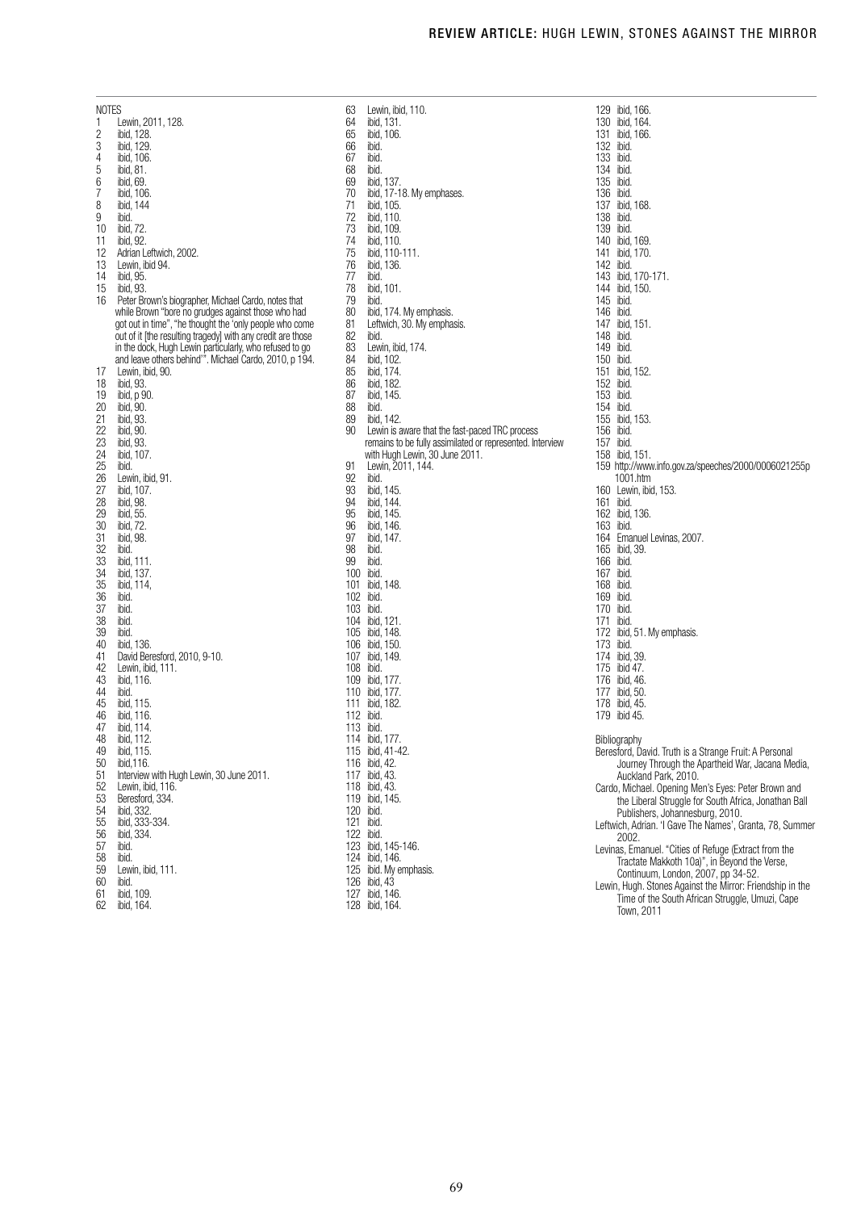NOTES

1 Lewin, 2011, 128.
2 ibid, 128.
3 ibid, 129.
4 ibid, 106.
5 ibid, 81.
6 ibid, 69.
7 ibid, 106.
8 ibid, 144
9 ibid.
10 ibid, 72.
11 ibid, 92.
12 Adrian Leftwich, 2002.
13 Lewin, ibid 94.
14 ibid, 95.
15 ibid, 93.
16 Peter Brown's biographer, Michael Cardo, notes that while Brown "bore no grudges against those who had got out in time", "he thought the 'only people who come out of it [the resulting tragedy] with any credit are those in the dock, Hugh Lewin particularly, who refused to go and leave others behind'". Michael Cardo, 2010, p 194.
17 Lewin, ibid, 90.
18 ibid, 93.
19 ibid, p 90.
20 ibid, 90.
21 ibid, 93.
22 ibid, 90.
23 ibid, 93.
24 ibid, 107.
25 ibid.
26 Lewin, ibid, 91.
27 ibid, 107.
28 ibid, 98.
29 ibid, 55.
30 ibid, 72.
31 ibid, 98.
32 ibid.
33 ibid, 111.
34 ibid, 137.
35 ibid, 114,
36 ibid.
37 ibid.
38 ibid.
39 ibid.
40 ibid, 136.
41 David Beresford, 2010, 9-10.
42 Lewin, ibid, 111.
43 ibid, 116.
44 ibid.
45 ibid, 115.
46 ibid, 116.
47 ibid, 114.
48 ibid, 112.
49 ibid, 115.
50 ibid,116.
51 Interview with Hugh Lewin, 30 June 2011.
52 Lewin, ibid, 116.
53 Beresford, 334.
54 ibid, 332.
55 ibid, 333-334.
56 ibid, 334.
57 ibid.
58 ibid.
59 Lewin, ibid, 111.
60 ibid.
61 ibid, 109.
62 ibid, 164.
63 Lewin, ibid, 110.
64 ibid, 131.
65 ibid, 106.
66 ibid.
67 ibid.
68 ibid.
69 ibid, 137.
70 ibid, 17-18. My emphases.
71 ibid, 105.
72 ibid, 110.
73 ibid, 109.
74 ibid, 110.
75 ibid, 110-111.
76 ibid, 136.
77 ibid.
78 ibid, 101.
79 ibid.
80 ibid, 174. My emphasis.
81 Leftwich, 30. My emphasis.
82 ibid.
83 Lewin, ibid, 174.
84 ibid, 102.
85 ibid, 174.
86 ibid, 182.
87 ibid, 145.
88 ibid.
89 ibid, 142.
90 Lewin is aware that the fast-paced TRC process remains to be fully assimilated or represented. Interview with Hugh Lewin, 30 June 2011.
91 Lewin, 2011, 144.
92 ibid.
93 ibid, 145.
94 ibid, 144.
95 ibid, 145.
96 ibid, 146.
97 ibid, 147.
98 ibid.
99 ibid.
100 ibid.
101 ibid, 148.
102 ibid.
103 ibid.
104 ibid, 121.
105 ibid, 148.
106 ibid, 150.
107 ibid, 149.
108 ibid.
109 ibid, 177.
110 ibid, 177.
111 ibid, 182.
112 ibid.
113 ibid.
114 ibid, 177.
115 ibid, 41-42.
116 ibid, 42.
117 ibid, 43.
118 ibid, 43.
119 ibid, 145.
120 ibid.
121 ibid.
122 ibid.
123 ibid, 145-146.
124 ibid, 146.
125 ibid. My emphasis.
126 ibid, 43
127 ibid, 146.
128 ibid, 164.
129 ibid, 166.
130 ibid, 164.
131 ibid, 166.
132 ibid.
133 ibid.
134 ibid.
135 ibid.
136 ibid.
137 ibid, 168.
138 ibid.
139 ibid.
140 ibid, 169.
141 ibid, 170.
142 ibid.
143 ibid, 170-171.
144 ibid, 150.
145 ibid.
146 ibid.
147 ibid, 151.
148 ibid.
149 ibid.
150 ibid.
151 ibid, 152.
152 ibid.
153 ibid.
154 ibid.
155 ibid, 153.
156 ibid.
157 ibid.
158 ibid, 151.
159 http://www.info.gov.za/speeches/2000/0006021255p1001.htm
160 Lewin, ibid, 153.
161 ibid.
162 ibid, 136.
163 ibid.
164 Emanuel Levinas, 2007.
165 ibid, 39.
166 ibid.
167 ibid.
168 ibid.
169 ibid.
170 ibid.
171 ibid.
172 ibid, 51. My emphasis.
173 ibid.
174 ibid, 39.
175 ibid 47.
176 ibid, 46.
177 ibid, 50.
178 ibid, 45.
179 ibid 45.

Bibliography

Beresford, David. Truth is a Strange Fruit: A Personal Journey Through the Apartheid War, Jacana Media, Auckland Park, 2010.

Cardo, Michael. Opening Men's Eyes: Peter Brown and the Liberal Struggle for South Africa, Jonathan Ball Publishers, Johannesburg, 2010.

Leftwich, Adrian. 'I Gave The Names', Granta, 78, Summer 2002.

Levinas, Emanuel. "Cities of Refuge (Extract from the Tractate Makkoth 10a)", in Beyond the Verse, Continuum, London, 2007, pp 34-52.

Lewin, Hugh. Stones Against the Mirror: Friendship in the Time of the South African Struggle, Umuzi, Cape Town, 2011